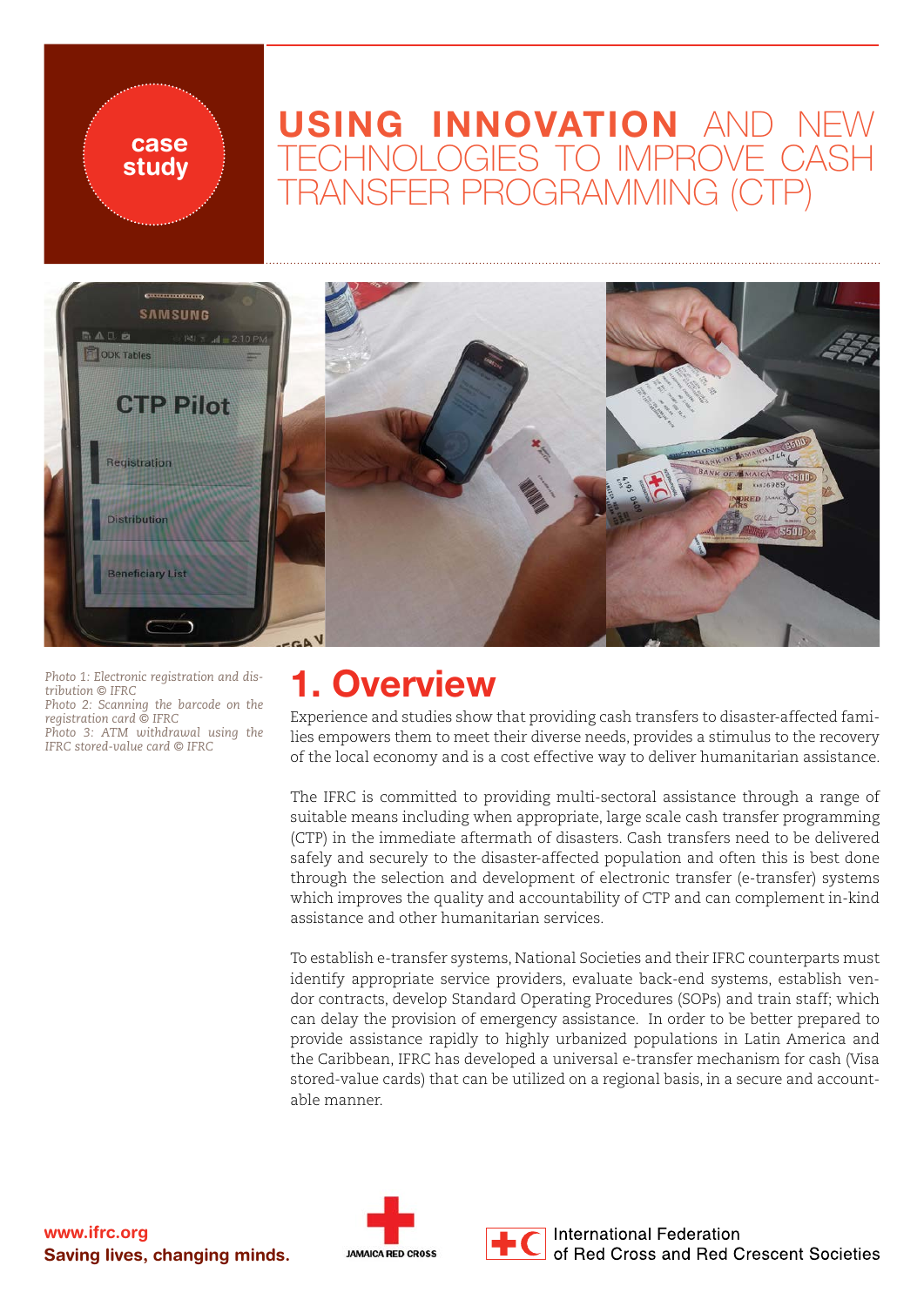case study

# USING INNOVATION AND NEW TECHNOLOGIES TO IMPROVE CASH TRANSFER PROGRAMMING (CTP)

*Photo 1: Electronic registration and distribution © IFRC*
*Photo 2: Scanning the barcode on the registration card © IFRC*
*Photo 3: ATM withdrawal using the IFRC stored-value card © IFRC*

## 1. Overview

Experience and studies show that providing cash transfers to disaster-affected families empowers them to meet their diverse needs, provides a stimulus to the recovery of the local economy and is a cost effective way to deliver humanitarian assistance.

The IFRC is committed to providing multi-sectoral assistance through a range of suitable means including when appropriate, large scale cash transfer programming (CTP) in the immediate aftermath of disasters. Cash transfers need to be delivered safely and securely to the disaster-affected population and often this is best done through the selection and development of electronic transfer (e-transfer) systems which improves the quality and accountability of CTP and can complement in-kind assistance and other humanitarian services.

To establish e-transfer systems, National Societies and their IFRC counterparts must identify appropriate service providers, evaluate back-end systems, establish vendor contracts, develop Standard Operating Procedures (SOPs) and train staff; which can delay the provision of emergency assistance. In order to be better prepared to provide assistance rapidly to highly urbanized populations in Latin America and the Caribbean, IFRC has developed a universal e-transfer mechanism for cash (Visa stored-value cards) that can be utilized on a regional basis, in a secure and accountable manner.

www.ifrc.org
Saving lives, changing minds.

JAMAICA RED CROSS

International Federation of Red Cross and Red Crescent Societies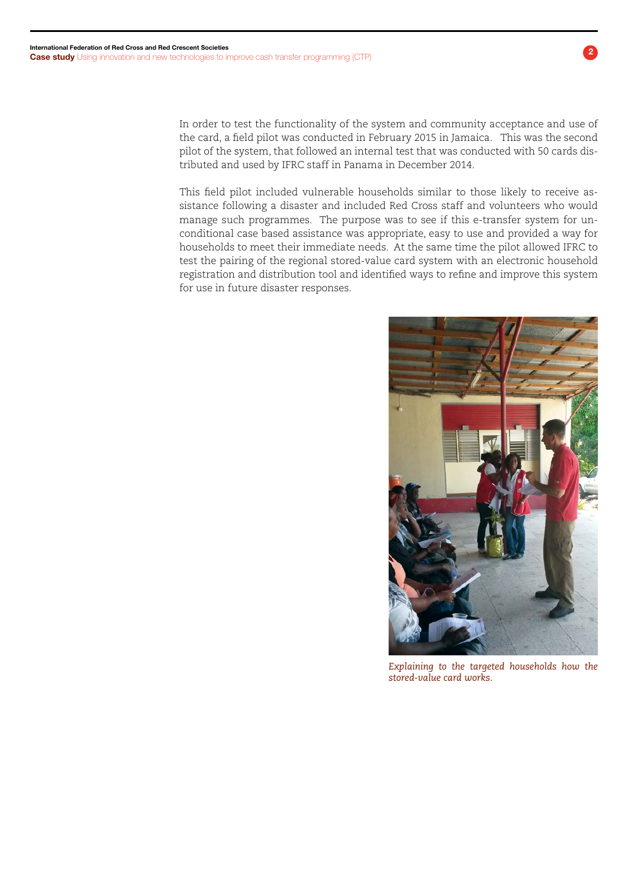In order to test the functionality of the system and community acceptance and use of the card, a field pilot was conducted in February 2015 in Jamaica. This was the second pilot of the system, that followed an internal test that was conducted with 50 cards distributed and used by IFRC staff in Panama in December 2014.

This field pilot included vulnerable households similar to those likely to receive assistance following a disaster and included Red Cross staff and volunteers who would manage such programmes. The purpose was to see if this e-transfer system for unconditional case based assistance was appropriate, easy to use and provided a way for households to meet their immediate needs. At the same time the pilot allowed IFRC to test the pairing of the regional stored-value card system with an electronic household registration and distribution tool and identified ways to refine and improve this system for use in future disaster responses.

*Explaining to the targeted households how the stored-value card works.*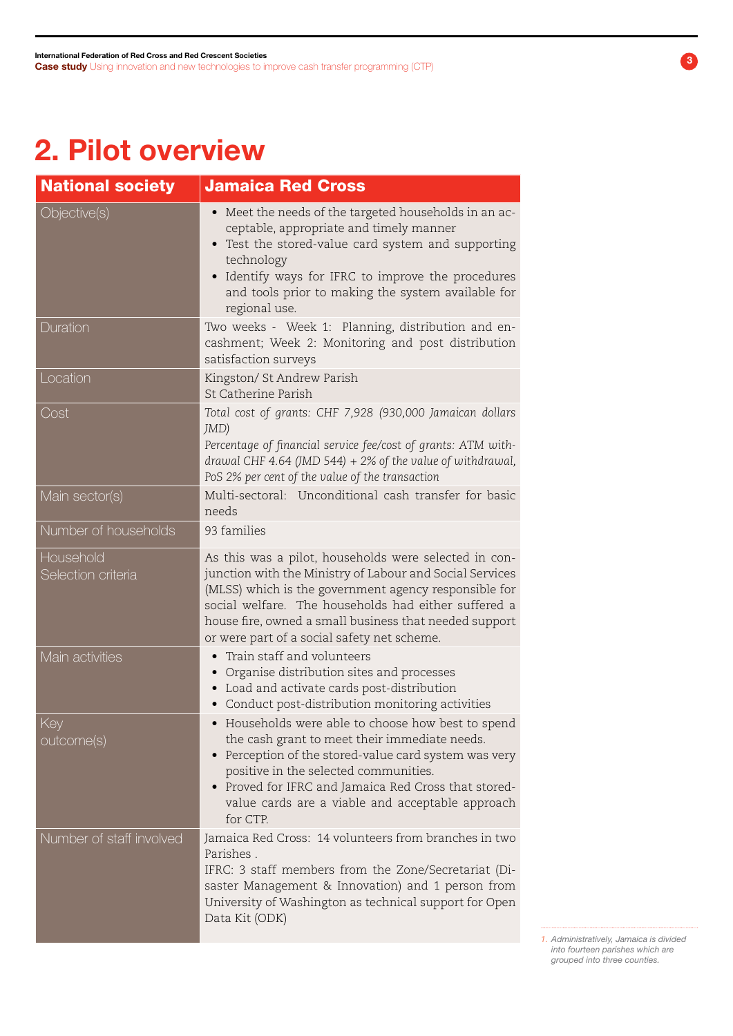## 2. Pilot overview

| National society | Jamaica Red Cross |
|---|---|
| Objective(s) | • Meet the needs of the targeted households in an acceptable, appropriate and timely manner<br>• Test the stored-value card system and supporting technology<br>• Identify ways for IFRC to improve the procedures and tools prior to making the system available for regional use. |
| Duration | Two weeks - Week 1: Planning, distribution and encashment; Week 2: Monitoring and post distribution satisfaction surveys |
| Location | Kingston/ St Andrew Parish<br>St Catherine Parish |
| Cost | *Total cost of grants: CHF 7,928 (930,000 Jamaican dollars JMD)*<br>*Percentage of financial service fee/cost of grants: ATM withdrawal CHF 4.64 (JMD 544) + 2% of the value of withdrawal, PoS 2% per cent of the value of the transaction* |
| Main sector(s) | Multi-sectoral: Unconditional cash transfer for basic needs |
| Number of households | 93 families |
| Household Selection criteria | As this was a pilot, households were selected in conjunction with the Ministry of Labour and Social Services (MLSS) which is the government agency responsible for social welfare. The households had either suffered a house fire, owned a small business that needed support or were part of a social safety net scheme. |
| Main activities | • Train staff and volunteers<br>• Organise distribution sites and processes<br>• Load and activate cards post-distribution<br>• Conduct post-distribution monitoring activities |
| Key outcome(s) | • Households were able to choose how best to spend the cash grant to meet their immediate needs.<br>• Perception of the stored-value card system was very positive in the selected communities.<br>• Proved for IFRC and Jamaica Red Cross that stored-value cards are a viable and acceptable approach for CTP. |
| Number of staff involved | Jamaica Red Cross: 14 volunteers from branches in two Parishes .<br>IFRC: 3 staff members from the Zone/Secretariat (Disaster Management & Innovation) and 1 person from University of Washington as technical support for Open Data Kit (ODK) |

1. *Administratively, Jamaica is divided into fourteen parishes which are grouped into three counties.*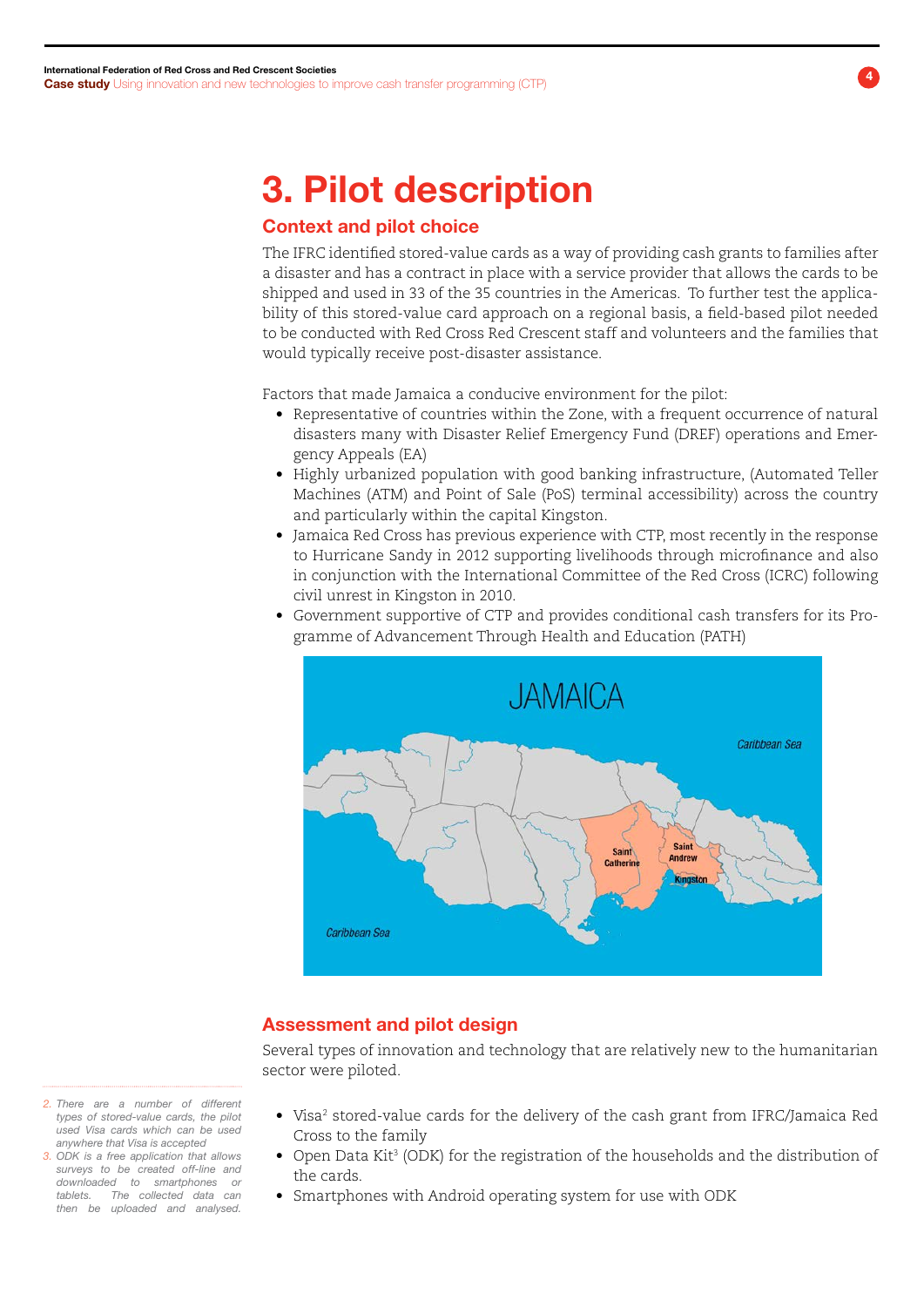# 3. Pilot description

## Context and pilot choice

The IFRC identified stored-value cards as a way of providing cash grants to families after a disaster and has a contract in place with a service provider that allows the cards to be shipped and used in 33 of the 35 countries in the Americas. To further test the applicability of this stored-value card approach on a regional basis, a field-based pilot needed to be conducted with Red Cross Red Crescent staff and volunteers and the families that would typically receive post-disaster assistance.

Factors that made Jamaica a conducive environment for the pilot:

- Representative of countries within the Zone, with a frequent occurrence of natural disasters many with Disaster Relief Emergency Fund (DREF) operations and Emergency Appeals (EA)
- Highly urbanized population with good banking infrastructure, (Automated Teller Machines (ATM) and Point of Sale (PoS) terminal accessibility) across the country and particularly within the capital Kingston.
- Jamaica Red Cross has previous experience with CTP, most recently in the response to Hurricane Sandy in 2012 supporting livelihoods through microfinance and also in conjunction with the International Committee of the Red Cross (ICRC) following civil unrest in Kingston in 2010.
- Government supportive of CTP and provides conditional cash transfers for its Programme of Advancement Through Health and Education (PATH)

## Assessment and pilot design

Several types of innovation and technology that are relatively new to the humanitarian sector were piloted.

- Visa[2] stored-value cards for the delivery of the cash grant from IFRC/Jamaica Red Cross to the family
- Open Data Kit[3] (ODK) for the registration of the households and the distribution of the cards.
- Smartphones with Android operating system for use with ODK

*2. There are a number of different types of stored-value cards, the pilot used Visa cards which can be used anywhere that Visa is accepted*

*3. ODK is a free application that allows surveys to be created off-line and downloaded to smartphones or tablets. The collected data can then be uploaded and analysed.*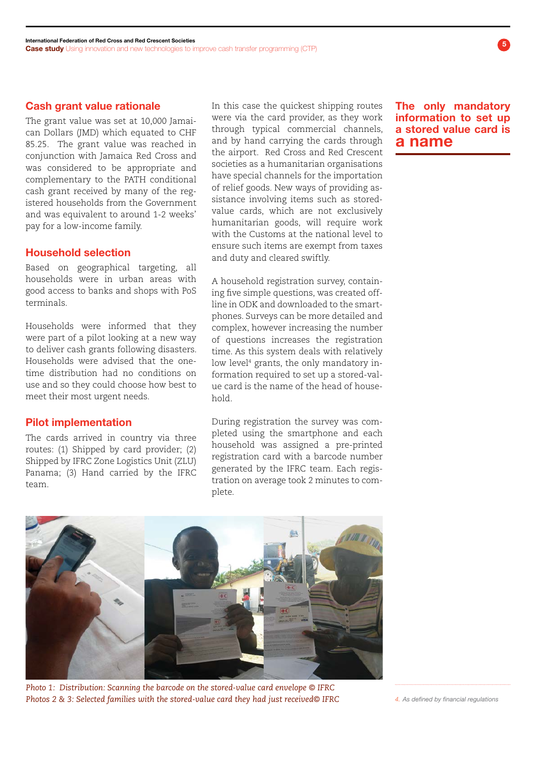## Cash grant value rationale

The grant value was set at 10,000 Jamaican Dollars (JMD) which equated to CHF 85.25. The grant value was reached in conjunction with Jamaica Red Cross and was considered to be appropriate and complementary to the PATH conditional cash grant received by many of the registered households from the Government and was equivalent to around 1-2 weeks' pay for a low-income family.

## Household selection

Based on geographical targeting, all households were in urban areas with good access to banks and shops with PoS terminals.

Households were informed that they were part of a pilot looking at a new way to deliver cash grants following disasters. Households were advised that the one-time distribution had no conditions on use and so they could choose how best to meet their most urgent needs.

## Pilot implementation

The cards arrived in country via three routes: (1) Shipped by card provider; (2) Shipped by IFRC Zone Logistics Unit (ZLU) Panama; (3) Hand carried by the IFRC team.

In this case the quickest shipping routes were via the card provider, as they work through typical commercial channels, and by hand carrying the cards through the airport. Red Cross and Red Crescent societies as a humanitarian organisations have special channels for the importation of relief goods. New ways of providing assistance involving items such as stored-value cards, which are not exclusively humanitarian goods, will require work with the Customs at the national level to ensure such items are exempt from taxes and duty and cleared swiftly.

A household registration survey, containing five simple questions, was created offline in ODK and downloaded to the smartphones. Surveys can be more detailed and complex, however increasing the number of questions increases the registration time. As this system deals with relatively low level[4] grants, the only mandatory information required to set up a stored-value card is the name of the head of household.

During registration the survey was completed using the smartphone and each household was assigned a pre-printed registration card with a barcode number generated by the IFRC team. Each registration on average took 2 minutes to complete.

**The only mandatory information to set up a stored value card is a name**

*Photo 1: Distribution: Scanning the barcode on the stored-value card envelope © IFRC*
*Photos 2 & 3: Selected families with the stored-value card they had just received© IFRC*

4. As defined by financial regulations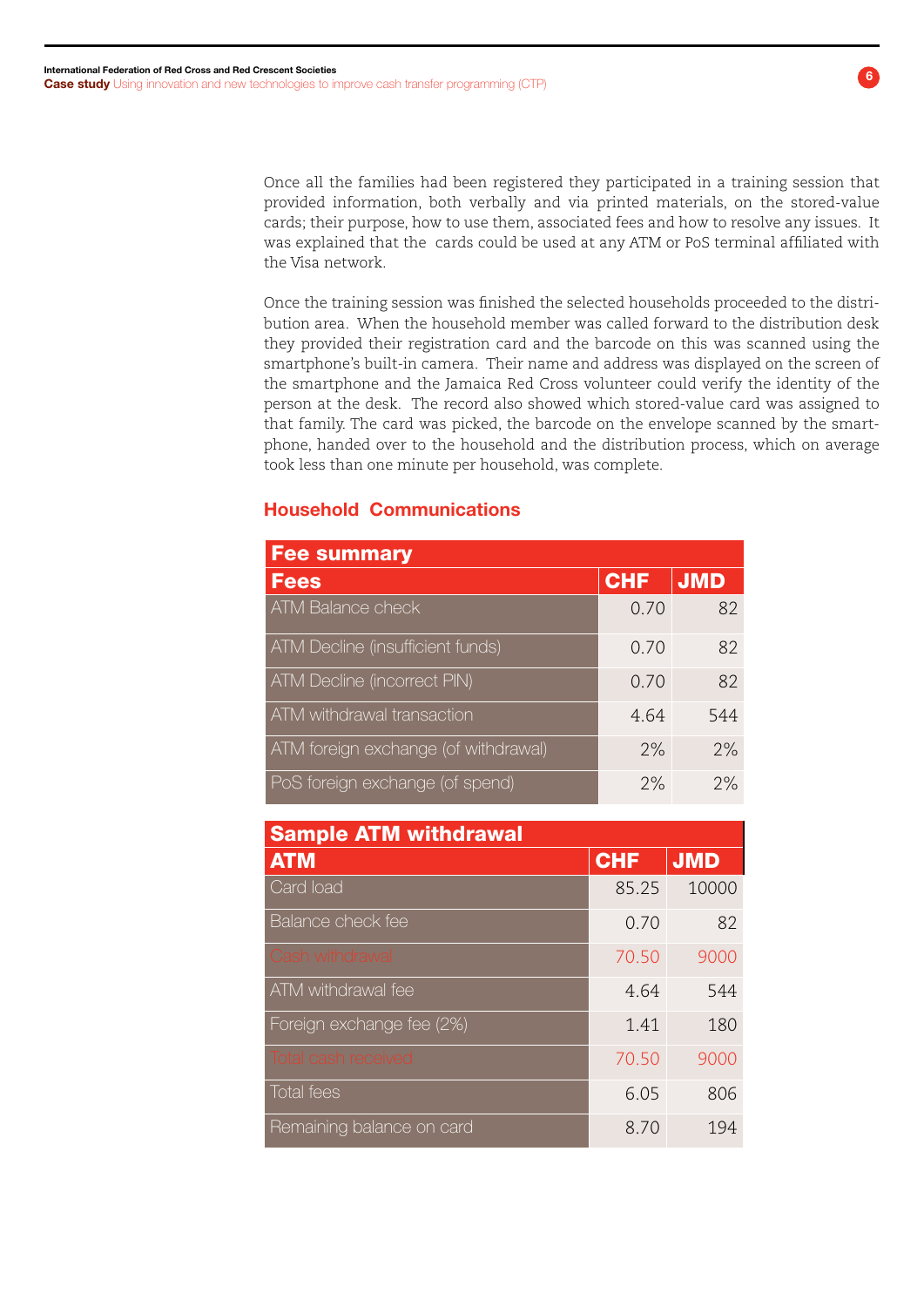Once all the families had been registered they participated in a training session that provided information, both verbally and via printed materials, on the stored-value cards; their purpose, how to use them, associated fees and how to resolve any issues. It was explained that the cards could be used at any ATM or PoS terminal affiliated with the Visa network.

Once the training session was finished the selected households proceeded to the distribution area. When the household member was called forward to the distribution desk they provided their registration card and the barcode on this was scanned using the smartphone's built-in camera. Their name and address was displayed on the screen of the smartphone and the Jamaica Red Cross volunteer could verify the identity of the person at the desk. The record also showed which stored-value card was assigned to that family. The card was picked, the barcode on the envelope scanned by the smartphone, handed over to the household and the distribution process, which on average took less than one minute per household, was complete.

## Household Communications

**Fee summary**

| Fees | CHF | JMD |
|---|---|---|
| ATM Balance check | 0.70 | 82 |
| ATM Decline (insufficient funds) | 0.70 | 82 |
| ATM Decline (incorrect PIN) | 0.70 | 82 |
| ATM withdrawal transaction | 4.64 | 544 |
| ATM foreign exchange (of withdrawal) | 2% | 2% |
| PoS foreign exchange (of spend) | 2% | 2% |

**Sample ATM withdrawal**

| ATM | CHF | JMD |
|---|---|---|
| Card load | 85.25 | 10000 |
| Balance check fee | 0.70 | 82 |
| Cash withdrawal | 70.50 | 9000 |
| ATM withdrawal fee | 4.64 | 544 |
| Foreign exchange fee (2%) | 1.41 | 180 |
| Total cash received | 70.50 | 9000 |
| Total fees | 6.05 | 806 |
| Remaining balance on card | 8.70 | 194 |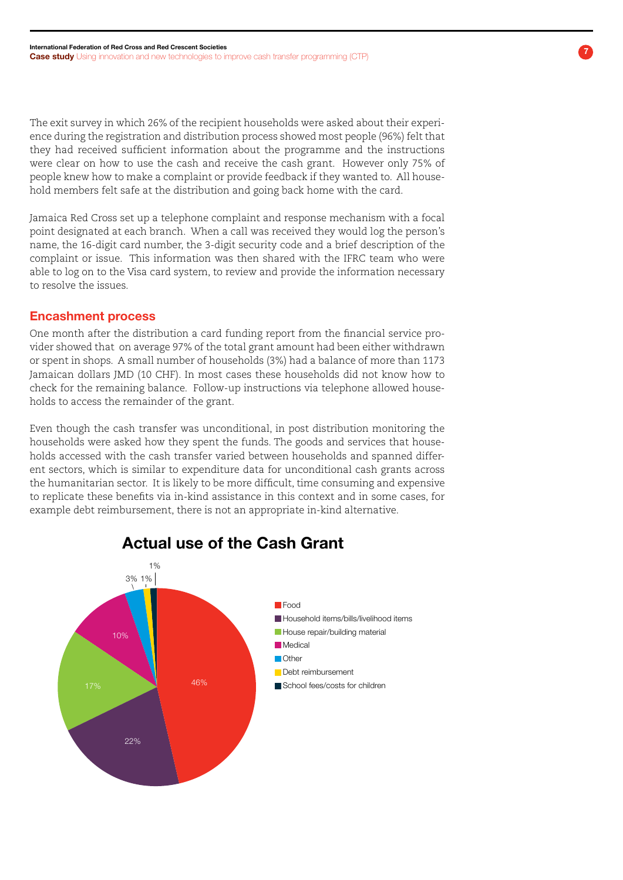The exit survey in which 26% of the recipient households were asked about their experience during the registration and distribution process showed most people (96%) felt that they had received sufficient information about the programme and the instructions were clear on how to use the cash and receive the cash grant. However only 75% of people knew how to make a complaint or provide feedback if they wanted to. All household members felt safe at the distribution and going back home with the card.

Jamaica Red Cross set up a telephone complaint and response mechanism with a focal point designated at each branch. When a call was received they would log the person's name, the 16-digit card number, the 3-digit security code and a brief description of the complaint or issue. This information was then shared with the IFRC team who were able to log on to the Visa card system, to review and provide the information necessary to resolve the issues.

## Encashment process

One month after the distribution a card funding report from the financial service provider showed that on average 97% of the total grant amount had been either withdrawn or spent in shops. A small number of households (3%) had a balance of more than 1173 Jamaican dollars JMD (10 CHF). In most cases these households did not know how to check for the remaining balance. Follow-up instructions via telephone allowed households to access the remainder of the grant.

Even though the cash transfer was unconditional, in post distribution monitoring the households were asked how they spent the funds. The goods and services that households accessed with the cash transfer varied between households and spanned different sectors, which is similar to expenditure data for unconditional cash grants across the humanitarian sector. It is likely to be more difficult, time consuming and expensive to replicate these benefits via in-kind assistance in this context and in some cases, for example debt reimbursement, there is not an appropriate in-kind alternative.

### Actual use of the Cash Grant

| Use | Share |
|---|---|
| Food | 46% |
| Household items/bills/livelihood items | 22% |
| House repair/building material | 17% |
| Medical | 10% |
| Other | 3% |
| Debt reimbursement | 1% |
| School fees/costs for children | 1% |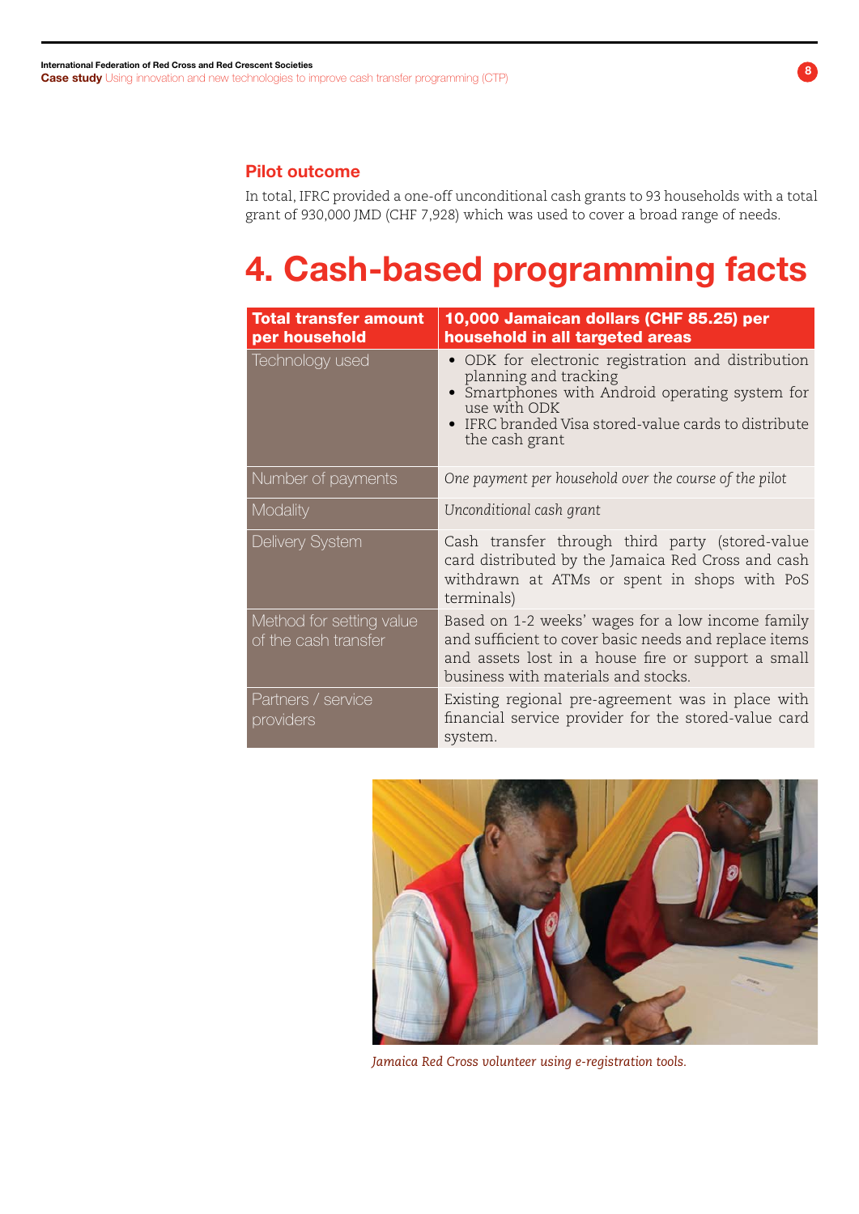### Pilot outcome

In total, IFRC provided a one-off unconditional cash grants to 93 households with a total grant of 930,000 JMD (CHF 7,928) which was used to cover a broad range of needs.

# 4. Cash-based programming facts

| Total transfer amount per household | 10,000 Jamaican dollars (CHF 85.25) per household in all targeted areas |
|---|---|
| Technology used | • ODK for electronic registration and distribution planning and tracking<br>• Smartphones with Android operating system for use with ODK<br>• IFRC branded Visa stored-value cards to distribute the cash grant |
| Number of payments | *One payment per household over the course of the pilot* |
| Modality | *Unconditional cash grant* |
| Delivery System | Cash transfer through third party (stored-value card distributed by the Jamaica Red Cross and cash withdrawn at ATMs or spent in shops with PoS terminals) |
| Method for setting value of the cash transfer | Based on 1-2 weeks' wages for a low income family and sufficient to cover basic needs and replace items and assets lost in a house fire or support a small business with materials and stocks. |
| Partners / service providers | Existing regional pre-agreement was in place with financial service provider for the stored-value card system. |

*Jamaica Red Cross volunteer using e-registration tools.*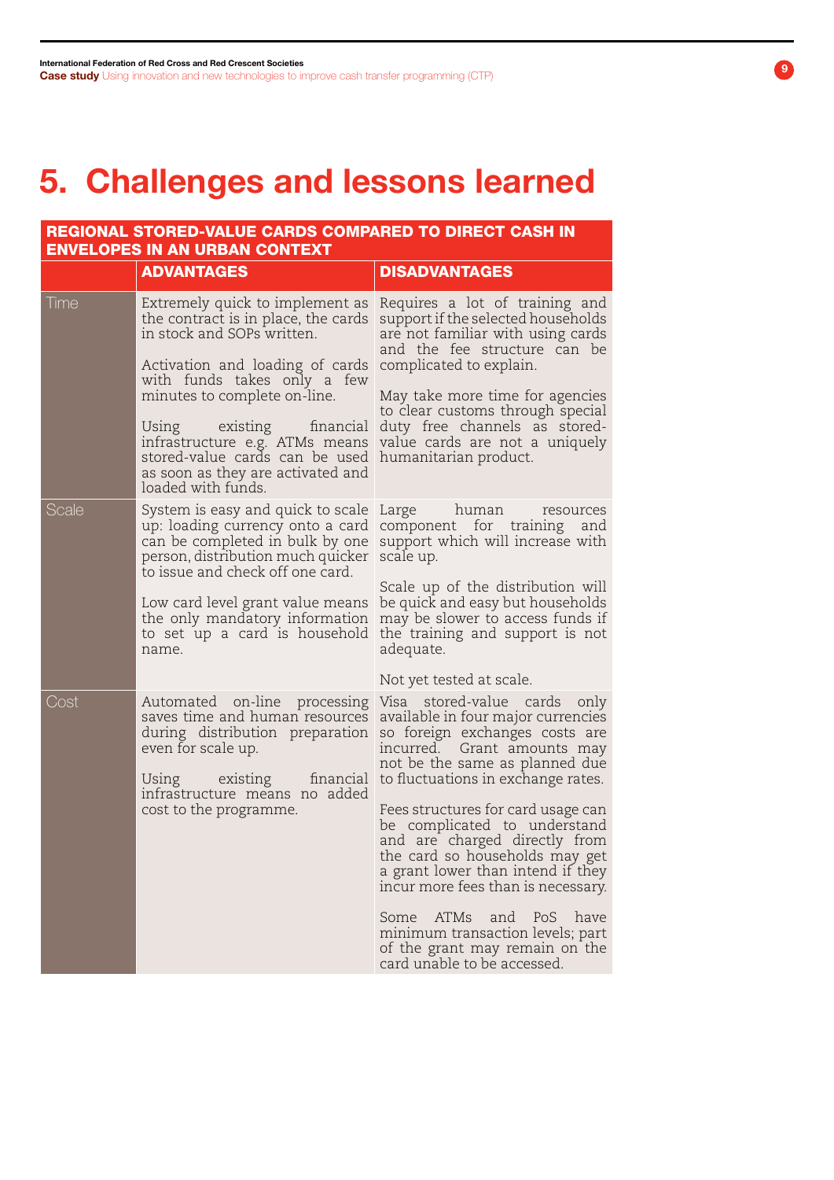# 5. Challenges and lessons learned

| REGIONAL STORED-VALUE CARDS COMPARED TO DIRECT CASH IN ENVELOPES IN AN URBAN CONTEXT | | |
|---|---|---|
| | **ADVANTAGES** | **DISADVANTAGES** |
| Time | Extremely quick to implement as the contract is in place, the cards in stock and SOPs written.<br><br>Activation and loading of cards with funds takes only a few minutes to complete on-line.<br><br>Using existing financial infrastructure e.g. ATMs means stored-value cards can be used as soon as they are activated and loaded with funds. | Requires a lot of training and support if the selected households are not familiar with using cards and the fee structure can be complicated to explain.<br><br>May take more time for agencies to clear customs through special duty free channels as stored-value cards are not a uniquely humanitarian product. |
| Scale | System is easy and quick to scale up: loading currency onto a card can be completed in bulk by one person, distribution much quicker to issue and check off one card.<br><br>Low card level grant value means the only mandatory information to set up a card is household name. | Large human resources component for training and support which will increase with scale up.<br><br>Scale up of the distribution will be quick and easy but households may be slower to access funds if the training and support is not adequate.<br><br>Not yet tested at scale. |
| Cost | Automated on-line processing saves time and human resources during distribution preparation even for scale up.<br><br>Using existing financial infrastructure means no added cost to the programme. | Visa stored-value cards only available in four major currencies so foreign exchanges costs are incurred. Grant amounts may not be the same as planned due to fluctuations in exchange rates.<br><br>Fees structures for card usage can be complicated to understand and are charged directly from the card so households may get a grant lower than intend if they incur more fees than is necessary.<br><br>Some ATMs and PoS have minimum transaction levels; part of the grant may remain on the card unable to be accessed. |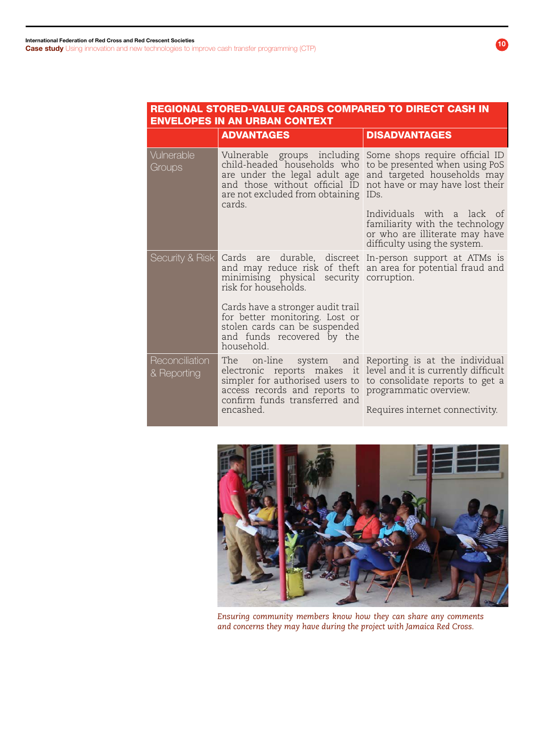| REGIONAL STORED-VALUE CARDS COMPARED TO DIRECT CASH IN ENVELOPES IN AN URBAN CONTEXT | ADVANTAGES | DISADVANTAGES |
|---|---|---|
| Vulnerable Groups | Vulnerable groups including child-headed households who are under the legal adult age and those without official ID are not excluded from obtaining cards. | Some shops require official ID to be presented when using PoS and targeted households may not have or may have lost their IDs.<br><br>Individuals with a lack of familiarity with the technology or who are illiterate may have difficulty using the system. |
| Security & Risk | Cards are durable, discreet and may reduce risk of theft minimising physical security risk for households.<br><br>Cards have a stronger audit trail for better monitoring. Lost or stolen cards can be suspended and funds recovered by the household. | In-person support at ATMs is an area for potential fraud and corruption. |
| Reconciliation & Reporting | The on-line system and electronic reports makes it simpler for authorised users to access records and reports to confirm funds transferred and encashed. | Reporting is at the individual level and it is currently difficult to consolidate reports to get a programmatic overview.<br><br>Requires internet connectivity. |

*Ensuring community members know how they can share any comments and concerns they may have during the project with Jamaica Red Cross.*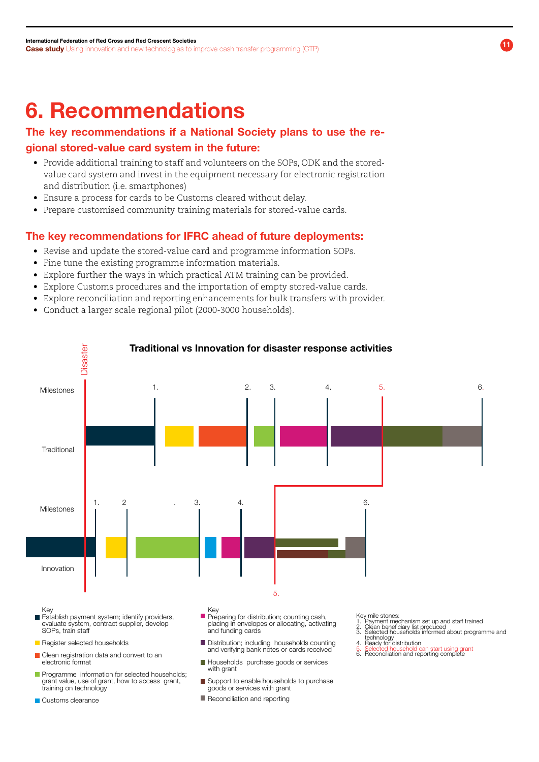# 6. Recommendations

## The key recommendations if a National Society plans to use the regional stored-value card system in the future:

- Provide additional training to staff and volunteers on the SOPs, ODK and the stored-value card system and invest in the equipment necessary for electronic registration and distribution (i.e. smartphones)
- Ensure a process for cards to be Customs cleared without delay.
- Prepare customised community training materials for stored-value cards.

## The key recommendations for IFRC ahead of future deployments:

- Revise and update the stored-value card and programme information SOPs.
- Fine tune the existing programme information materials.
- Explore further the ways in which practical ATM training can be provided.
- Explore Customs procedures and the importation of empty stored-value cards.
- Explore reconciliation and reporting enhancements for bulk transfers with provider.
- Conduct a larger scale regional pilot (2000-3000 households).

**Traditional vs Innovation for disaster response activities**

Disaster

Milestones — Traditional: 1. 2. 3. 4. 5. 6.

Milestones — Innovation: 1. 2 3. 4. 5. 6.

Key
- Establish payment system; identify providers, evaluate system, contract supplier, develop SOPs, train staff
- Register selected households
- Clean registration data and convert to an electronic format
- Programme information for selected households; grant value, use of grant, how to access grant, training on technology
- Customs clearance

Key
- Preparing for distribution; counting cash, placing in envelopes or allocating, activating and funding cards
- Distribution; including households counting and verifying bank notes or cards received
- Households purchase goods or services with grant
- Support to enable households to purchase goods or services with grant
- Reconciliation and reporting

Key mile stones:
1. Payment mechanism set up and staff trained
2. Clean beneficiary list produced
3. Selected households informed about programme and technology
4. Ready for distribution
5. Selected household can start using grant
6. Reconciliation and reporting complete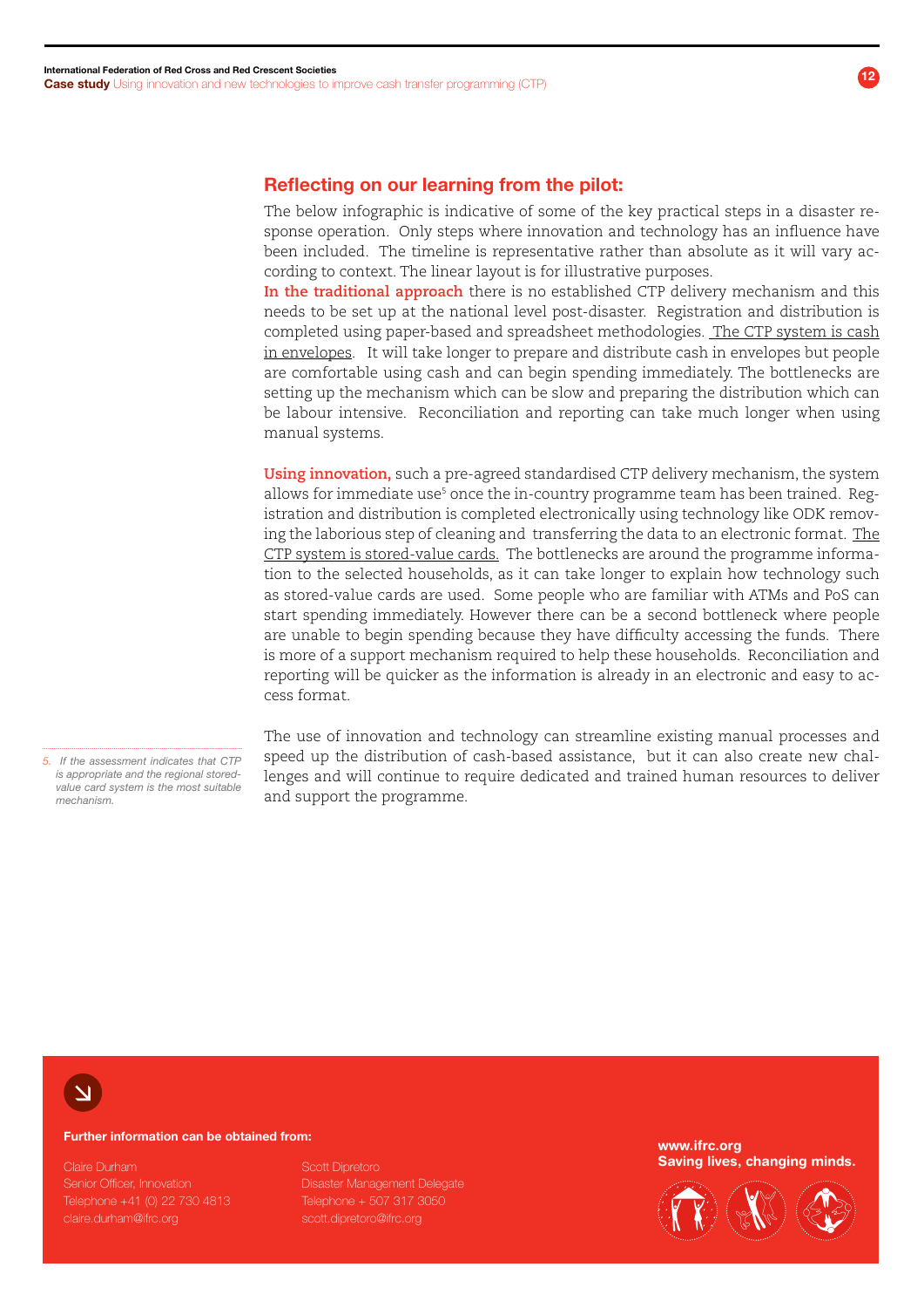## Reflecting on our learning from the pilot:

The below infographic is indicative of some of the key practical steps in a disaster response operation. Only steps where innovation and technology has an influence have been included. The timeline is representative rather than absolute as it will vary according to context. The linear layout is for illustrative purposes.

**In the traditional approach** there is no established CTP delivery mechanism and this needs to be set up at the national level post-disaster. Registration and distribution is completed using paper-based and spreadsheet methodologies. The CTP system is cash in envelopes. It will take longer to prepare and distribute cash in envelopes but people are comfortable using cash and can begin spending immediately. The bottlenecks are setting up the mechanism which can be slow and preparing the distribution which can be labour intensive. Reconciliation and reporting can take much longer when using manual systems.

**Using innovation,** such a pre-agreed standardised CTP delivery mechanism, the system allows for immediate use[5] once the in-country programme team has been trained. Registration and distribution is completed electronically using technology like ODK removing the laborious step of cleaning and transferring the data to an electronic format. The CTP system is stored-value cards. The bottlenecks are around the programme information to the selected households, as it can take longer to explain how technology such as stored-value cards are used. Some people who are familiar with ATMs and PoS can start spending immediately. However there can be a second bottleneck where people are unable to begin spending because they have difficulty accessing the funds. There is more of a support mechanism required to help these households. Reconciliation and reporting will be quicker as the information is already in an electronic and easy to access format.

The use of innovation and technology can streamline existing manual processes and speed up the distribution of cash-based assistance, but it can also create new challenges and will continue to require dedicated and trained human resources to deliver and support the programme.

*5. If the assessment indicates that CTP is appropriate and the regional stored-value card system is the most suitable mechanism.*

**Further information can be obtained from:**

Claire Durham
Senior Officer, Innovation
Telephone +41 (0) 22 730 4813
claire.durham@ifrc.org

Scott Dipretoro
Disaster Management Delegate
Telephone + 507 317 3050
scott.dipretoro@ifrc.org

**www.ifrc.org**
**Saving lives, changing minds.**